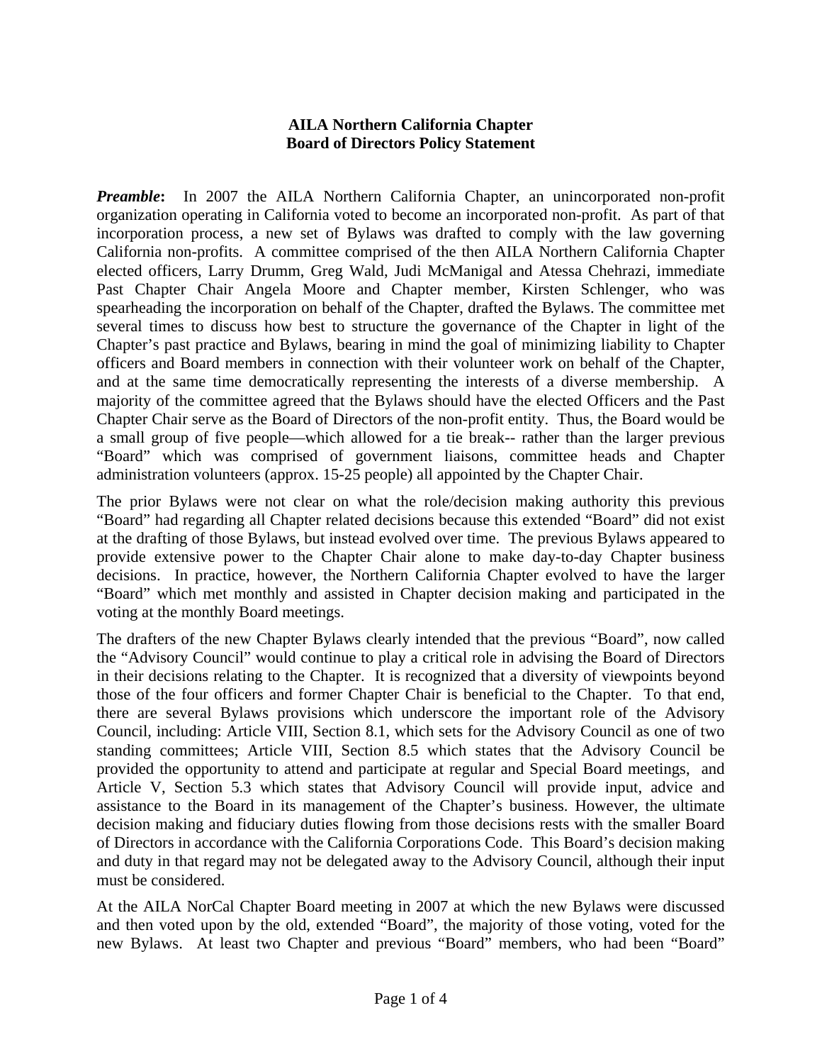**AILA Northern California Chapter**
**Board of Directors Policy Statement**

***Preamble*:** In 2007 the AILA Northern California Chapter, an unincorporated non-profit organization operating in California voted to become an incorporated non-profit. As part of that incorporation process, a new set of Bylaws was drafted to comply with the law governing California non-profits. A committee comprised of the then AILA Northern California Chapter elected officers, Larry Drumm, Greg Wald, Judi McManigal and Atessa Chehrazi, immediate Past Chapter Chair Angela Moore and Chapter member, Kirsten Schlenger, who was spearheading the incorporation on behalf of the Chapter, drafted the Bylaws. The committee met several times to discuss how best to structure the governance of the Chapter in light of the Chapter's past practice and Bylaws, bearing in mind the goal of minimizing liability to Chapter officers and Board members in connection with their volunteer work on behalf of the Chapter, and at the same time democratically representing the interests of a diverse membership. A majority of the committee agreed that the Bylaws should have the elected Officers and the Past Chapter Chair serve as the Board of Directors of the non-profit entity. Thus, the Board would be a small group of five people—which allowed for a tie break-- rather than the larger previous "Board" which was comprised of government liaisons, committee heads and Chapter administration volunteers (approx. 15-25 people) all appointed by the Chapter Chair.

The prior Bylaws were not clear on what the role/decision making authority this previous "Board" had regarding all Chapter related decisions because this extended "Board" did not exist at the drafting of those Bylaws, but instead evolved over time. The previous Bylaws appeared to provide extensive power to the Chapter Chair alone to make day-to-day Chapter business decisions. In practice, however, the Northern California Chapter evolved to have the larger "Board" which met monthly and assisted in Chapter decision making and participated in the voting at the monthly Board meetings.

The drafters of the new Chapter Bylaws clearly intended that the previous "Board", now called the "Advisory Council" would continue to play a critical role in advising the Board of Directors in their decisions relating to the Chapter. It is recognized that a diversity of viewpoints beyond those of the four officers and former Chapter Chair is beneficial to the Chapter. To that end, there are several Bylaws provisions which underscore the important role of the Advisory Council, including: Article VIII, Section 8.1, which sets for the Advisory Council as one of two standing committees; Article VIII, Section 8.5 which states that the Advisory Council be provided the opportunity to attend and participate at regular and Special Board meetings, and Article V, Section 5.3 which states that Advisory Council will provide input, advice and assistance to the Board in its management of the Chapter's business. However, the ultimate decision making and fiduciary duties flowing from those decisions rests with the smaller Board of Directors in accordance with the California Corporations Code. This Board's decision making and duty in that regard may not be delegated away to the Advisory Council, although their input must be considered.

At the AILA NorCal Chapter Board meeting in 2007 at which the new Bylaws were discussed and then voted upon by the old, extended "Board", the majority of those voting, voted for the new Bylaws. At least two Chapter and previous "Board" members, who had been "Board"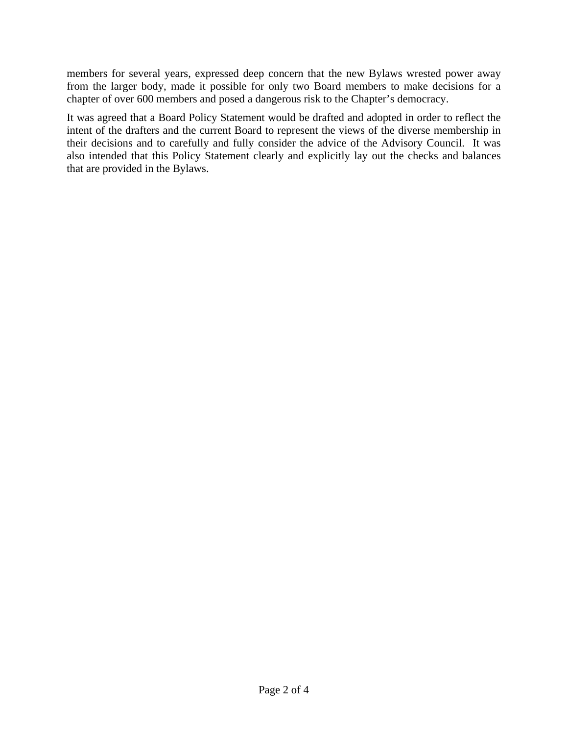members for several years, expressed deep concern that the new Bylaws wrested power away from the larger body, made it possible for only two Board members to make decisions for a chapter of over 600 members and posed a dangerous risk to the Chapter's democracy.

It was agreed that a Board Policy Statement would be drafted and adopted in order to reflect the intent of the drafters and the current Board to represent the views of the diverse membership in their decisions and to carefully and fully consider the advice of the Advisory Council. It was also intended that this Policy Statement clearly and explicitly lay out the checks and balances that are provided in the Bylaws.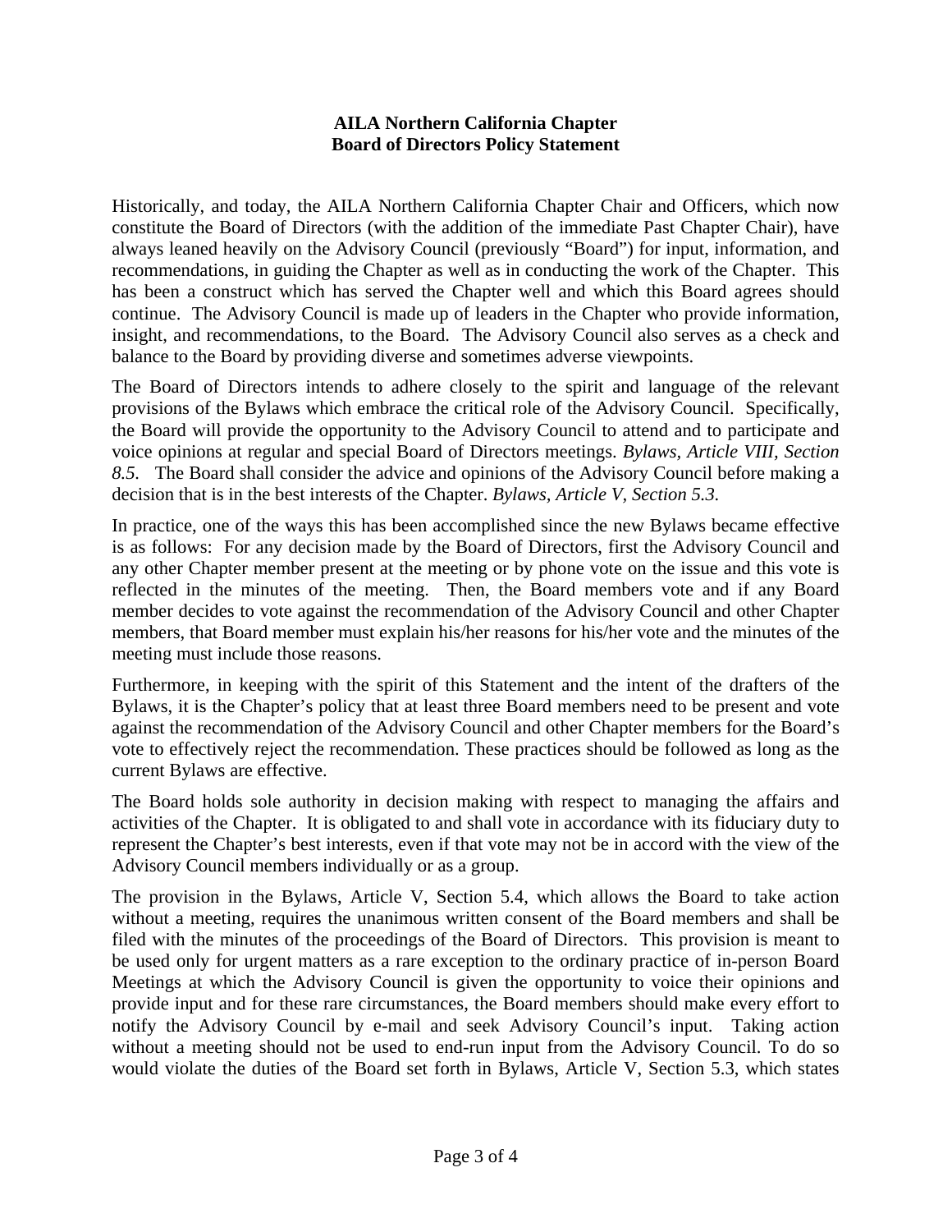**AILA Northern California Chapter**
**Board of Directors Policy Statement**

Historically, and today, the AILA Northern California Chapter Chair and Officers, which now constitute the Board of Directors (with the addition of the immediate Past Chapter Chair), have always leaned heavily on the Advisory Council (previously "Board") for input, information, and recommendations, in guiding the Chapter as well as in conducting the work of the Chapter. This has been a construct which has served the Chapter well and which this Board agrees should continue. The Advisory Council is made up of leaders in the Chapter who provide information, insight, and recommendations, to the Board. The Advisory Council also serves as a check and balance to the Board by providing diverse and sometimes adverse viewpoints.

The Board of Directors intends to adhere closely to the spirit and language of the relevant provisions of the Bylaws which embrace the critical role of the Advisory Council. Specifically, the Board will provide the opportunity to the Advisory Council to attend and to participate and voice opinions at regular and special Board of Directors meetings. *Bylaws, Article VIII, Section 8.5.* The Board shall consider the advice and opinions of the Advisory Council before making a decision that is in the best interests of the Chapter. *Bylaws, Article V, Section 5.3.*

In practice, one of the ways this has been accomplished since the new Bylaws became effective is as follows: For any decision made by the Board of Directors, first the Advisory Council and any other Chapter member present at the meeting or by phone vote on the issue and this vote is reflected in the minutes of the meeting. Then, the Board members vote and if any Board member decides to vote against the recommendation of the Advisory Council and other Chapter members, that Board member must explain his/her reasons for his/her vote and the minutes of the meeting must include those reasons.

Furthermore, in keeping with the spirit of this Statement and the intent of the drafters of the Bylaws, it is the Chapter's policy that at least three Board members need to be present and vote against the recommendation of the Advisory Council and other Chapter members for the Board's vote to effectively reject the recommendation. These practices should be followed as long as the current Bylaws are effective.

The Board holds sole authority in decision making with respect to managing the affairs and activities of the Chapter. It is obligated to and shall vote in accordance with its fiduciary duty to represent the Chapter's best interests, even if that vote may not be in accord with the view of the Advisory Council members individually or as a group.

The provision in the Bylaws, Article V, Section 5.4, which allows the Board to take action without a meeting, requires the unanimous written consent of the Board members and shall be filed with the minutes of the proceedings of the Board of Directors. This provision is meant to be used only for urgent matters as a rare exception to the ordinary practice of in-person Board Meetings at which the Advisory Council is given the opportunity to voice their opinions and provide input and for these rare circumstances, the Board members should make every effort to notify the Advisory Council by e-mail and seek Advisory Council's input. Taking action without a meeting should not be used to end-run input from the Advisory Council. To do so would violate the duties of the Board set forth in Bylaws, Article V, Section 5.3, which states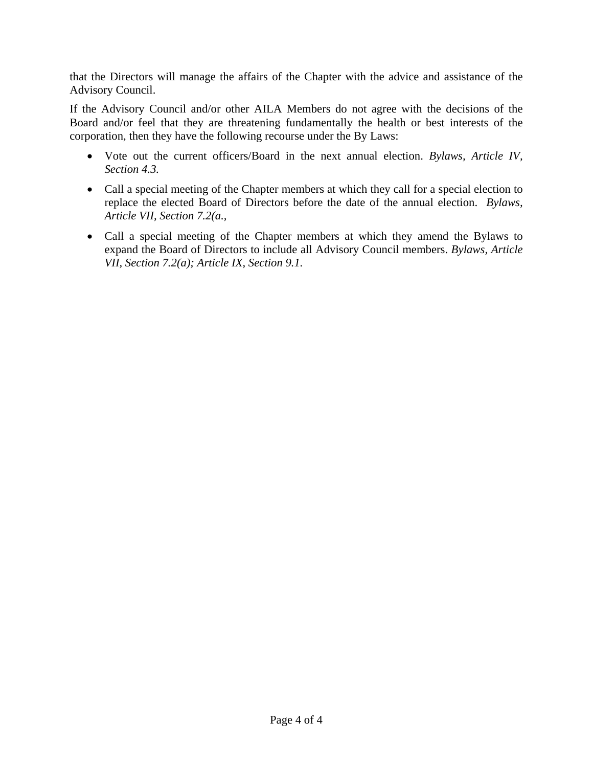that the Directors will manage the affairs of the Chapter with the advice and assistance of the Advisory Council.

If the Advisory Council and/or other AILA Members do not agree with the decisions of the Board and/or feel that they are threatening fundamentally the health or best interests of the corporation, then they have the following recourse under the By Laws:

- Vote out the current officers/Board in the next annual election. *Bylaws, Article IV, Section 4.3.*
- Call a special meeting of the Chapter members at which they call for a special election to replace the elected Board of Directors before the date of the annual election. *Bylaws, Article VII, Section 7.2(a.,*
- Call a special meeting of the Chapter members at which they amend the Bylaws to expand the Board of Directors to include all Advisory Council members. *Bylaws, Article VII, Section 7.2(a); Article IX, Section 9.1.*